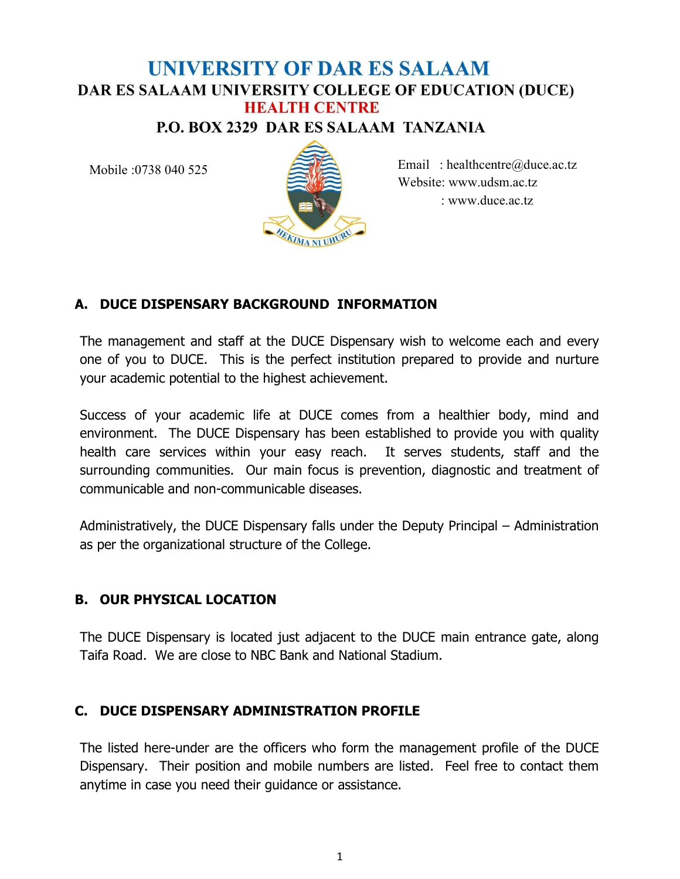# UNIVERSITY OF DAR ES SALAAM

## DAR ES SALAAM UNIVERSITY COLLEGE OF EDUCATION (DUCE)

## HEALTH CENTRE

## P.O. BOX 2329 DAR ES SALAAM TANZANIA

Mobile :0738 040 525

Email : healthcentre@duce.ac.tz
Website: www.udsm.ac.tz
: www.duce.ac.tz

HEKIMA NI UHURU

### A. DUCE DISPENSARY BACKGROUND INFORMATION

The management and staff at the DUCE Dispensary wish to welcome each and every one of you to DUCE. This is the perfect institution prepared to provide and nurture your academic potential to the highest achievement.

Success of your academic life at DUCE comes from a healthier body, mind and environment. The DUCE Dispensary has been established to provide you with quality health care services within your easy reach. It serves students, staff and the surrounding communities. Our main focus is prevention, diagnostic and treatment of communicable and non-communicable diseases.

Administratively, the DUCE Dispensary falls under the Deputy Principal – Administration as per the organizational structure of the College.

### B. OUR PHYSICAL LOCATION

The DUCE Dispensary is located just adjacent to the DUCE main entrance gate, along Taifa Road. We are close to NBC Bank and National Stadium.

### C. DUCE DISPENSARY ADMINISTRATION PROFILE

The listed here-under are the officers who form the management profile of the DUCE Dispensary. Their position and mobile numbers are listed. Feel free to contact them anytime in case you need their guidance or assistance.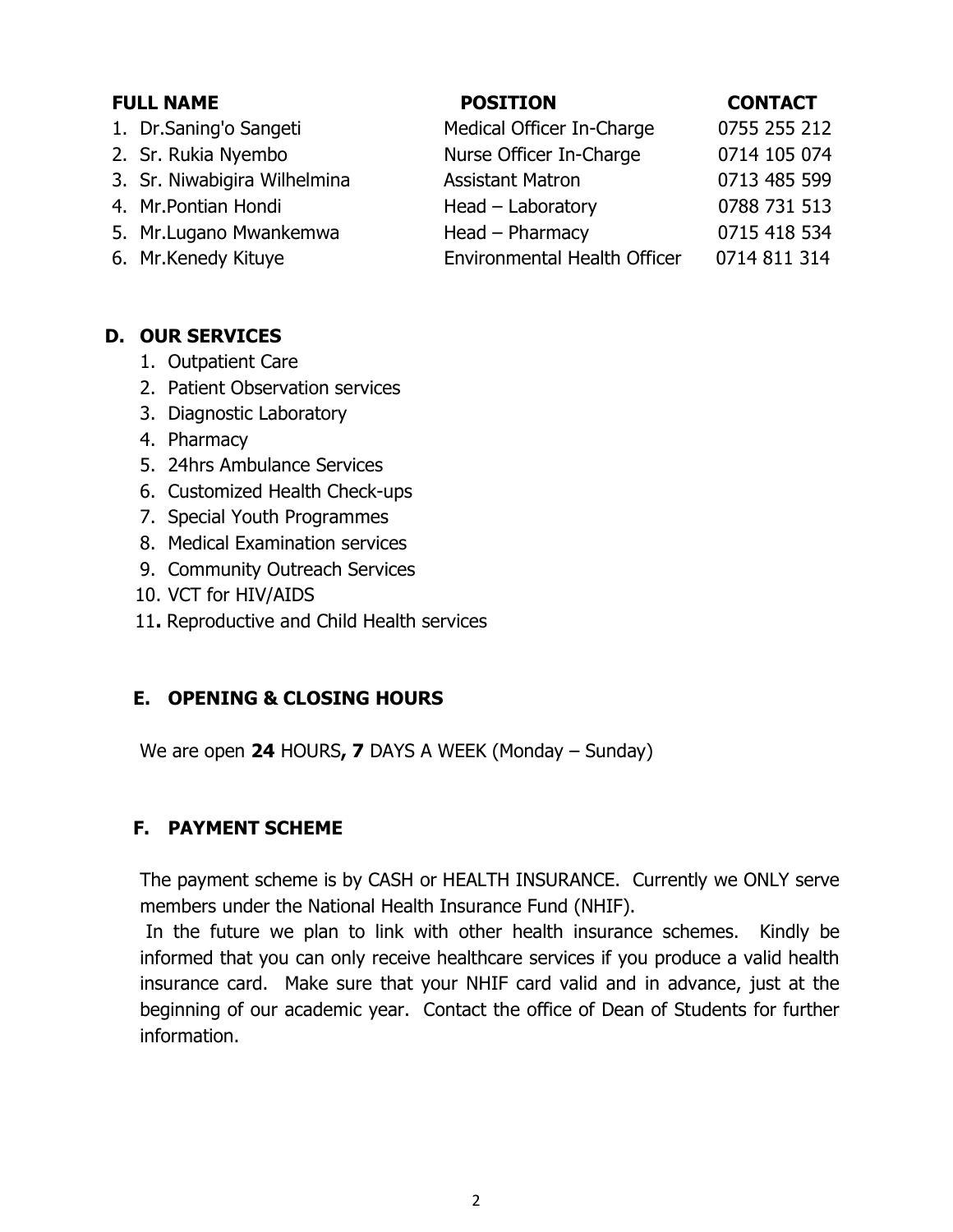| FULL NAME | POSITION | CONTACT |
| --- | --- | --- |
| 1. Dr.Saning'o Sangeti | Medical Officer In-Charge | 0755 255 212 |
| 2. Sr. Rukia Nyembo | Nurse Officer In-Charge | 0714 105 074 |
| 3. Sr. Niwabigira Wilhelmina | Assistant Matron | 0713 485 599 |
| 4. Mr.Pontian Hondi | Head – Laboratory | 0788 731 513 |
| 5. Mr.Lugano Mwankemwa | Head – Pharmacy | 0715 418 534 |
| 6. Mr.Kenedy Kituye | Environmental Health Officer | 0714 811 314 |

## D. OUR SERVICES

1. Outpatient Care
2. Patient Observation services
3. Diagnostic Laboratory
4. Pharmacy
5. 24hrs Ambulance Services
6. Customized Health Check-ups
7. Special Youth Programmes
8. Medical Examination services
9. Community Outreach Services
10. VCT for HIV/AIDS
11. Reproductive and Child Health services

## E. OPENING & CLOSING HOURS

We are open **24** HOURS**, 7** DAYS A WEEK (Monday – Sunday)

## F. PAYMENT SCHEME

The payment scheme is by CASH or HEALTH INSURANCE. Currently we ONLY serve members under the National Health Insurance Fund (NHIF).

In the future we plan to link with other health insurance schemes. Kindly be informed that you can only receive healthcare services if you produce a valid health insurance card. Make sure that your NHIF card valid and in advance, just at the beginning of our academic year. Contact the office of Dean of Students for further information.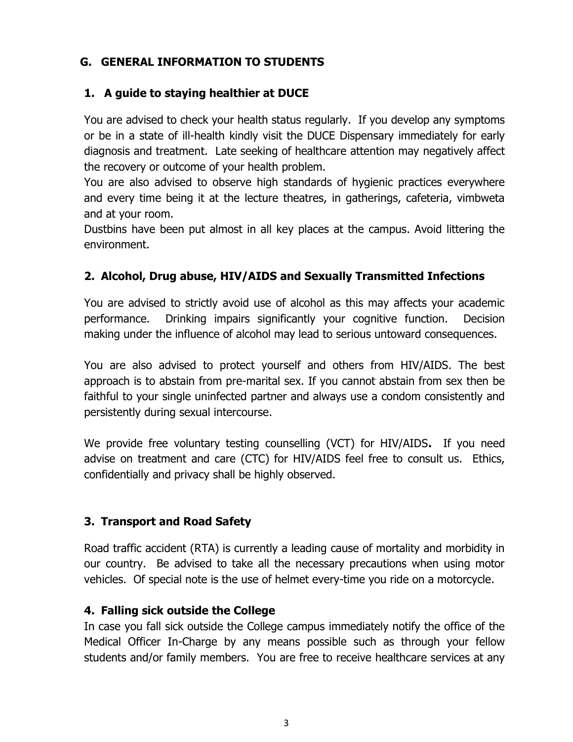## G. GENERAL INFORMATION TO STUDENTS

### 1. A guide to staying healthier at DUCE

You are advised to check your health status regularly. If you develop any symptoms or be in a state of ill-health kindly visit the DUCE Dispensary immediately for early diagnosis and treatment. Late seeking of healthcare attention may negatively affect the recovery or outcome of your health problem.
You are also advised to observe high standards of hygienic practices everywhere and every time being it at the lecture theatres, in gatherings, cafeteria, vimbweta and at your room.
Dustbins have been put almost in all key places at the campus. Avoid littering the environment.

### 2. Alcohol, Drug abuse, HIV/AIDS and Sexually Transmitted Infections

You are advised to strictly avoid use of alcohol as this may affects your academic performance. Drinking impairs significantly your cognitive function. Decision making under the influence of alcohol may lead to serious untoward consequences.

You are also advised to protect yourself and others from HIV/AIDS. The best approach is to abstain from pre-marital sex. If you cannot abstain from sex then be faithful to your single uninfected partner and always use a condom consistently and persistently during sexual intercourse.

We provide free voluntary testing counselling (VCT) for HIV/AIDS**.** If you need advise on treatment and care (CTC) for HIV/AIDS feel free to consult us. Ethics, confidentially and privacy shall be highly observed.

### 3. Transport and Road Safety

Road traffic accident (RTA) is currently a leading cause of mortality and morbidity in our country. Be advised to take all the necessary precautions when using motor vehicles. Of special note is the use of helmet every-time you ride on a motorcycle.

### 4. Falling sick outside the College

In case you fall sick outside the College campus immediately notify the office of the Medical Officer In-Charge by any means possible such as through your fellow students and/or family members. You are free to receive healthcare services at any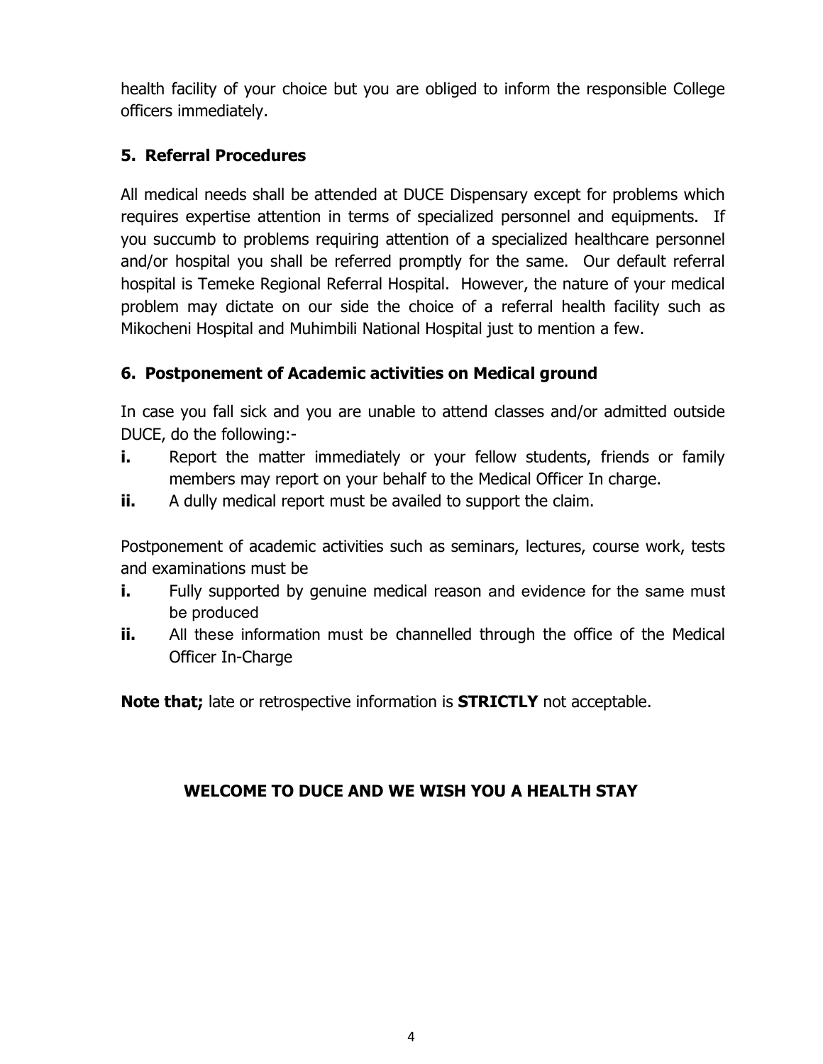health facility of your choice but you are obliged to inform the responsible College officers immediately.

## 5. Referral Procedures

All medical needs shall be attended at DUCE Dispensary except for problems which requires expertise attention in terms of specialized personnel and equipments. If you succumb to problems requiring attention of a specialized healthcare personnel and/or hospital you shall be referred promptly for the same. Our default referral hospital is Temeke Regional Referral Hospital. However, the nature of your medical problem may dictate on our side the choice of a referral health facility such as Mikocheni Hospital and Muhimbili National Hospital just to mention a few.

## 6. Postponement of Academic activities on Medical ground

In case you fall sick and you are unable to attend classes and/or admitted outside DUCE, do the following:-

- **i.** Report the matter immediately or your fellow students, friends or family members may report on your behalf to the Medical Officer In charge.
- **ii.** A dully medical report must be availed to support the claim.

Postponement of academic activities such as seminars, lectures, course work, tests and examinations must be

- **i.** Fully supported by genuine medical reason and evidence for the same must be produced
- **ii.** All these information must be channelled through the office of the Medical Officer In-Charge

**Note that;** late or retrospective information is **STRICTLY** not acceptable.

**WELCOME TO DUCE AND WE WISH YOU A HEALTH STAY**